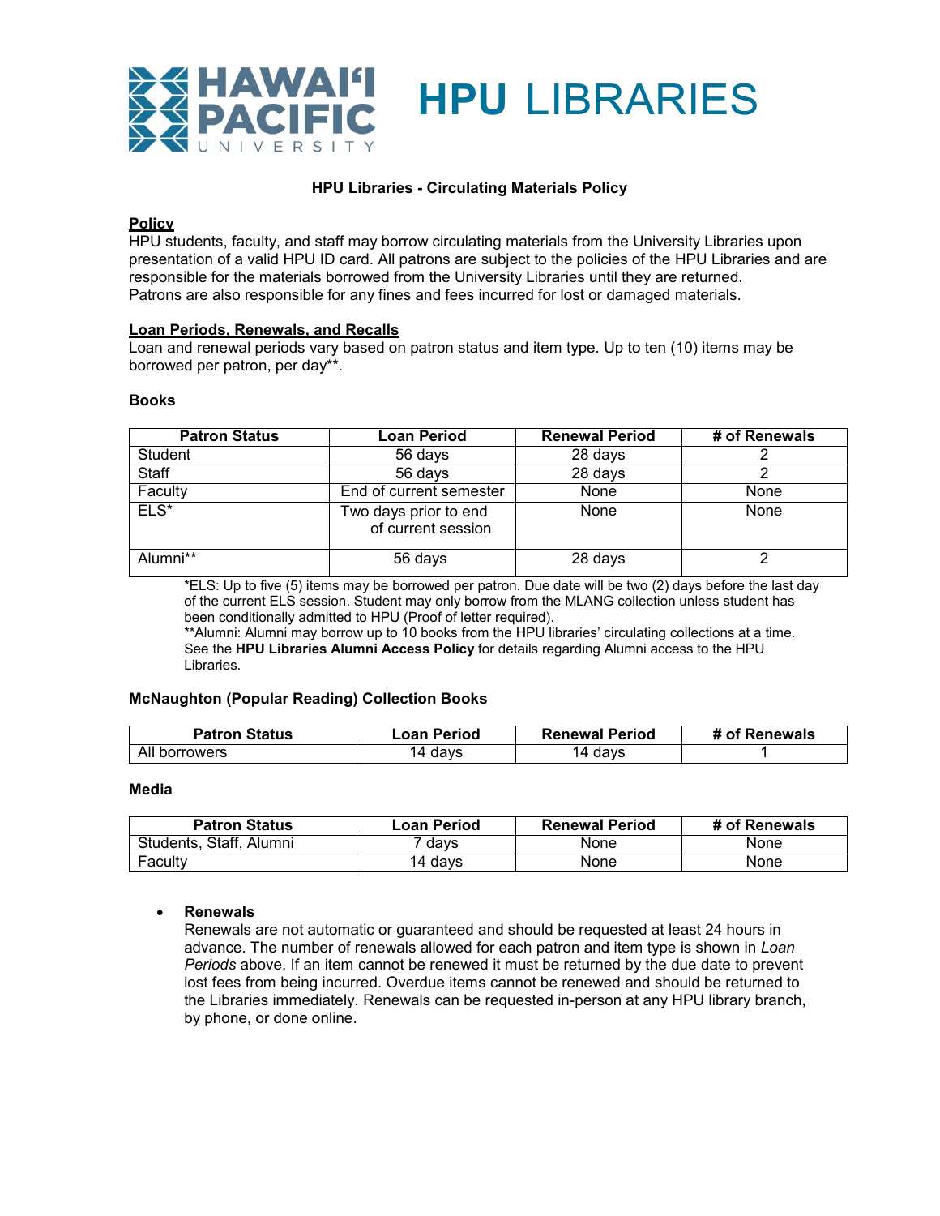# HAWAI'I PACIFIC UNIVERSITY HPU LIBRARIES

## HPU Libraries - Circulating Materials Policy

### Policy

HPU students, faculty, and staff may borrow circulating materials from the University Libraries upon presentation of a valid HPU ID card. All patrons are subject to the policies of the HPU Libraries and are responsible for the materials borrowed from the University Libraries until they are returned.
Patrons are also responsible for any fines and fees incurred for lost or damaged materials.

### Loan Periods, Renewals, and Recalls

Loan and renewal periods vary based on patron status and item type. Up to ten (10) items may be borrowed per patron, per day**.

**Books**

| Patron Status | Loan Period | Renewal Period | # of Renewals |
|---|---|---|---|
| Student | 56 days | 28 days | 2 |
| Staff | 56 days | 28 days | 2 |
| Faculty | End of current semester | None | None |
| ELS* | Two days prior to end of current session | None | None |
| Alumni** | 56 days | 28 days | 2 |

*ELS: Up to five (5) items may be borrowed per patron. Due date will be two (2) days before the last day of the current ELS session. Student may only borrow from the MLANG collection unless student has been conditionally admitted to HPU (Proof of letter required).
**Alumni: Alumni may borrow up to 10 books from the HPU libraries' circulating collections at a time. See the **HPU Libraries Alumni Access Policy** for details regarding Alumni access to the HPU Libraries.

**McNaughton (Popular Reading) Collection Books**

| Patron Status | Loan Period | Renewal Period | # of Renewals |
|---|---|---|---|
| All borrowers | 14 days | 14 days | 1 |

**Media**

| Patron Status | Loan Period | Renewal Period | # of Renewals |
|---|---|---|---|
| Students, Staff, Alumni | 7 days | None | None |
| Faculty | 14 days | None | None |

- **Renewals**
  Renewals are not automatic or guaranteed and should be requested at least 24 hours in advance. The number of renewals allowed for each patron and item type is shown in *Loan Periods* above. If an item cannot be renewed it must be returned by the due date to prevent lost fees from being incurred. Overdue items cannot be renewed and should be returned to the Libraries immediately. Renewals can be requested in-person at any HPU library branch, by phone, or done online.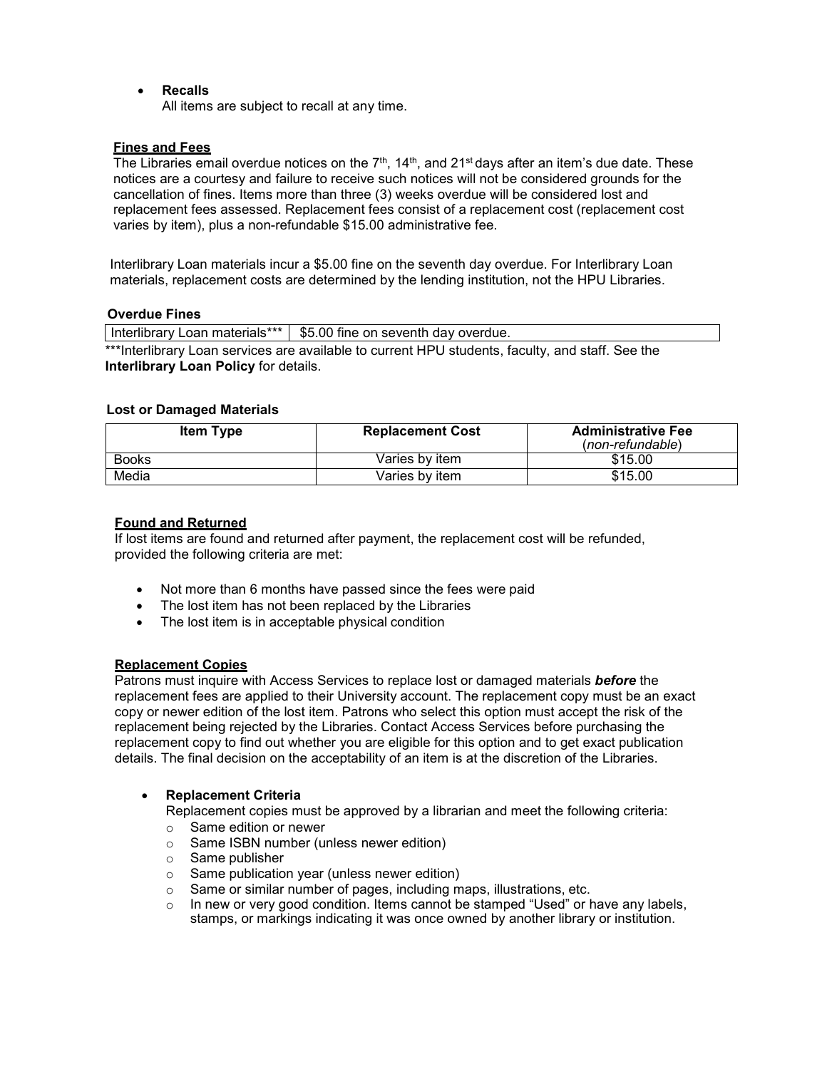- **Recalls**
  All items are subject to recall at any time.

**Fines and Fees**

The Libraries email overdue notices on the 7th, 14th, and 21st days after an item's due date. These notices are a courtesy and failure to receive such notices will not be considered grounds for the cancellation of fines. Items more than three (3) weeks overdue will be considered lost and replacement fees assessed. Replacement fees consist of a replacement cost (replacement cost varies by item), plus a non-refundable $15.00 administrative fee.

Interlibrary Loan materials incur a $5.00 fine on the seventh day overdue. For Interlibrary Loan materials, replacement costs are determined by the lending institution, not the HPU Libraries.

**Overdue Fines**

| Interlibrary Loan materials*** | $5.00 fine on seventh day overdue. |
| --- | --- |

***Interlibrary Loan services are available to current HPU students, faculty, and staff. See the **Interlibrary Loan Policy** for details.

**Lost or Damaged Materials**

| Item Type | Replacement Cost | Administrative Fee (*non-refundable*) |
| --- | --- | --- |
| Books | Varies by item | $15.00 |
| Media | Varies by item | $15.00 |

**Found and Returned**

If lost items are found and returned after payment, the replacement cost will be refunded, provided the following criteria are met:

- Not more than 6 months have passed since the fees were paid
- The lost item has not been replaced by the Libraries
- The lost item is in acceptable physical condition

**Replacement Copies**

Patrons must inquire with Access Services to replace lost or damaged materials ***before*** the replacement fees are applied to their University account. The replacement copy must be an exact copy or newer edition of the lost item. Patrons who select this option must accept the risk of the replacement being rejected by the Libraries. Contact Access Services before purchasing the replacement copy to find out whether you are eligible for this option and to get exact publication details. The final decision on the acceptability of an item is at the discretion of the Libraries.

- **Replacement Criteria**
  Replacement copies must be approved by a librarian and meet the following criteria:
  - Same edition or newer
  - Same ISBN number (unless newer edition)
  - Same publisher
  - Same publication year (unless newer edition)
  - Same or similar number of pages, including maps, illustrations, etc.
  - In new or very good condition. Items cannot be stamped "Used" or have any labels, stamps, or markings indicating it was once owned by another library or institution.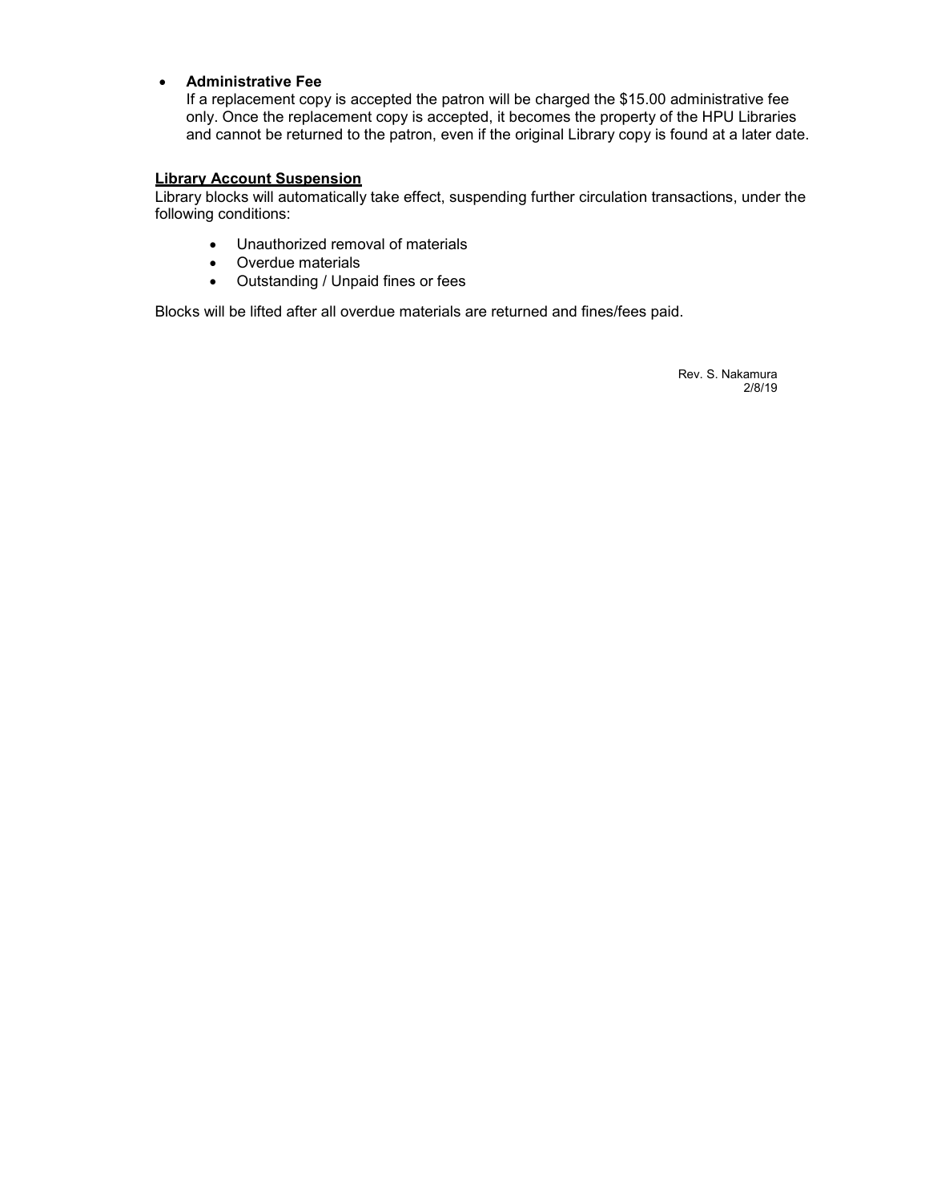- **Administrative Fee**
  If a replacement copy is accepted the patron will be charged the $15.00 administrative fee only. Once the replacement copy is accepted, it becomes the property of the HPU Libraries and cannot be returned to the patron, even if the original Library copy is found at a later date.

**Library Account Suspension**

Library blocks will automatically take effect, suspending further circulation transactions, under the following conditions:

- Unauthorized removal of materials
- Overdue materials
- Outstanding / Unpaid fines or fees

Blocks will be lifted after all overdue materials are returned and fines/fees paid.

Rev. S. Nakamura
2/8/19